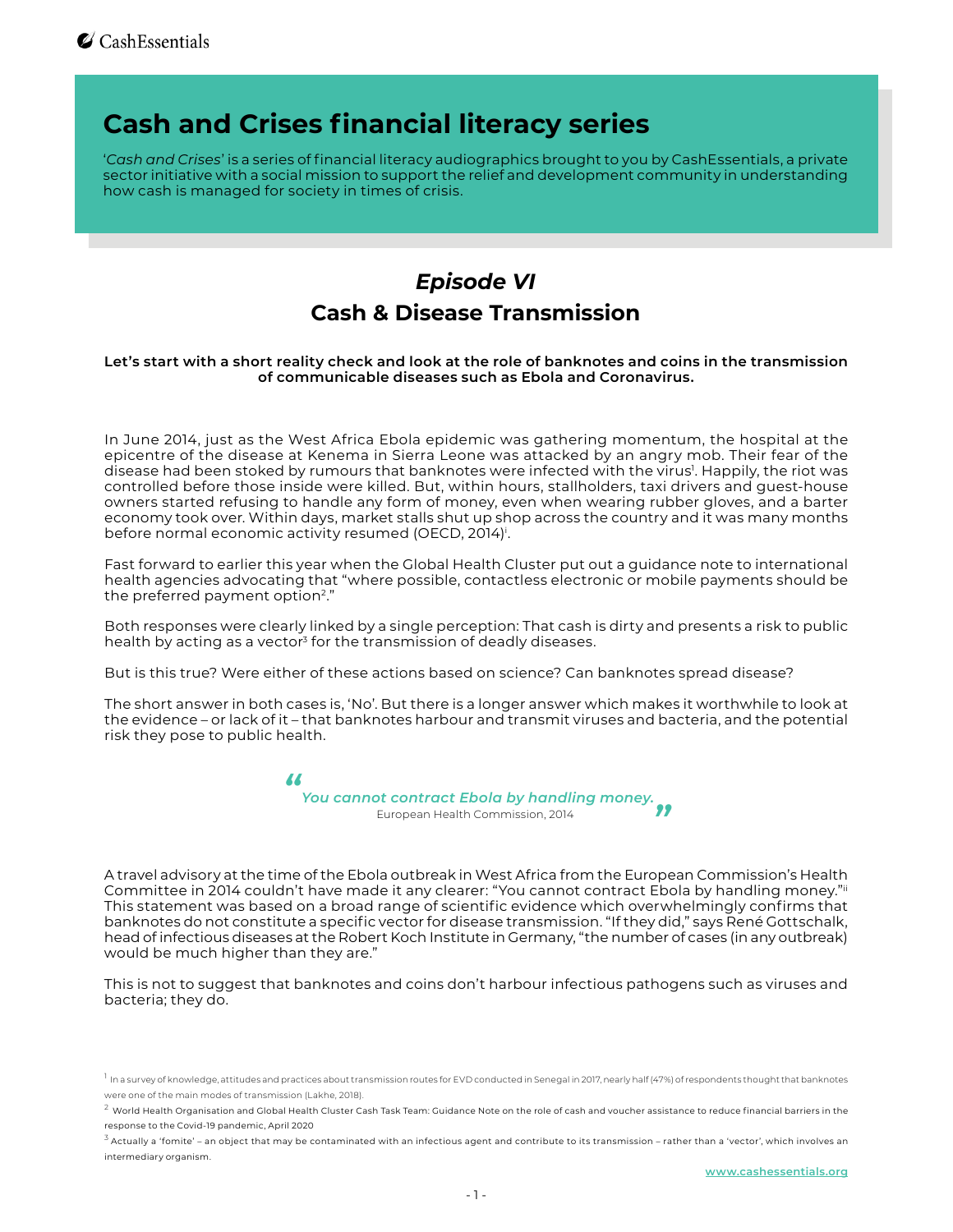CashEssentials

# Cash and Crises financial literacy series

'*Cash and Crises*' is a series of financial literacy audiographics brought to you by CashEssentials, a private sector initiative with a social mission to support the relief and development community in understanding how cash is managed for society in times of crisis.

## *Episode VI*

## Cash & Disease Transmission

**Let's start with a short reality check and look at the role of banknotes and coins in the transmission of communicable diseases such as Ebola and Coronavirus.**

In June 2014, just as the West Africa Ebola epidemic was gathering momentum, the hospital at the epicentre of the disease at Kenema in Sierra Leone was attacked by an angry mob. Their fear of the disease had been stoked by rumours that banknotes were infected with the virus[1]. Happily, the riot was controlled before those inside were killed. But, within hours, stallholders, taxi drivers and guest-house owners started refusing to handle any form of money, even when wearing rubber gloves, and a barter economy took over. Within days, market stalls shut up shop across the country and it was many months before normal economic activity resumed (OECD, 2014)[i].

Fast forward to earlier this year when the Global Health Cluster put out a guidance note to international health agencies advocating that "where possible, contactless electronic or mobile payments should be the preferred payment option[2]."

Both responses were clearly linked by a single perception: That cash is dirty and presents a risk to public health by acting as a vector[3] for the transmission of deadly diseases.

But is this true? Were either of these actions based on science? Can banknotes spread disease?

The short answer in both cases is, 'No'. But there is a longer answer which makes it worthwhile to look at the evidence – or lack of it – that banknotes harbour and transmit viruses and bacteria, and the potential risk they pose to public health.

> *"You cannot contract Ebola by handling money."*
> European Health Commission, 2014

A travel advisory at the time of the Ebola outbreak in West Africa from the European Commission's Health Committee in 2014 couldn't have made it any clearer: "You cannot contract Ebola by handling money."[ii] This statement was based on a broad range of scientific evidence which overwhelmingly confirms that banknotes do not constitute a specific vector for disease transmission. "If they did," says René Gottschalk, head of infectious diseases at the Robert Koch Institute in Germany, "the number of cases (in any outbreak) would be much higher than they are."

This is not to suggest that banknotes and coins don't harbour infectious pathogens such as viruses and bacteria; they do.

---

[1] In a survey of knowledge, attitudes and practices about transmission routes for EVD conducted in Senegal in 2017, nearly half (47%) of respondents thought that banknotes were one of the main modes of transmission (Lakhe, 2018).

[2] World Health Organisation and Global Health Cluster Cash Task Team: Guidance Note on the role of cash and voucher assistance to reduce financial barriers in the response to the Covid-19 pandemic, April 2020

[3] Actually a 'fomite' – an object that may be contaminated with an infectious agent and contribute to its transmission – rather than a 'vector', which involves an intermediary organism.

www.cashessentials.org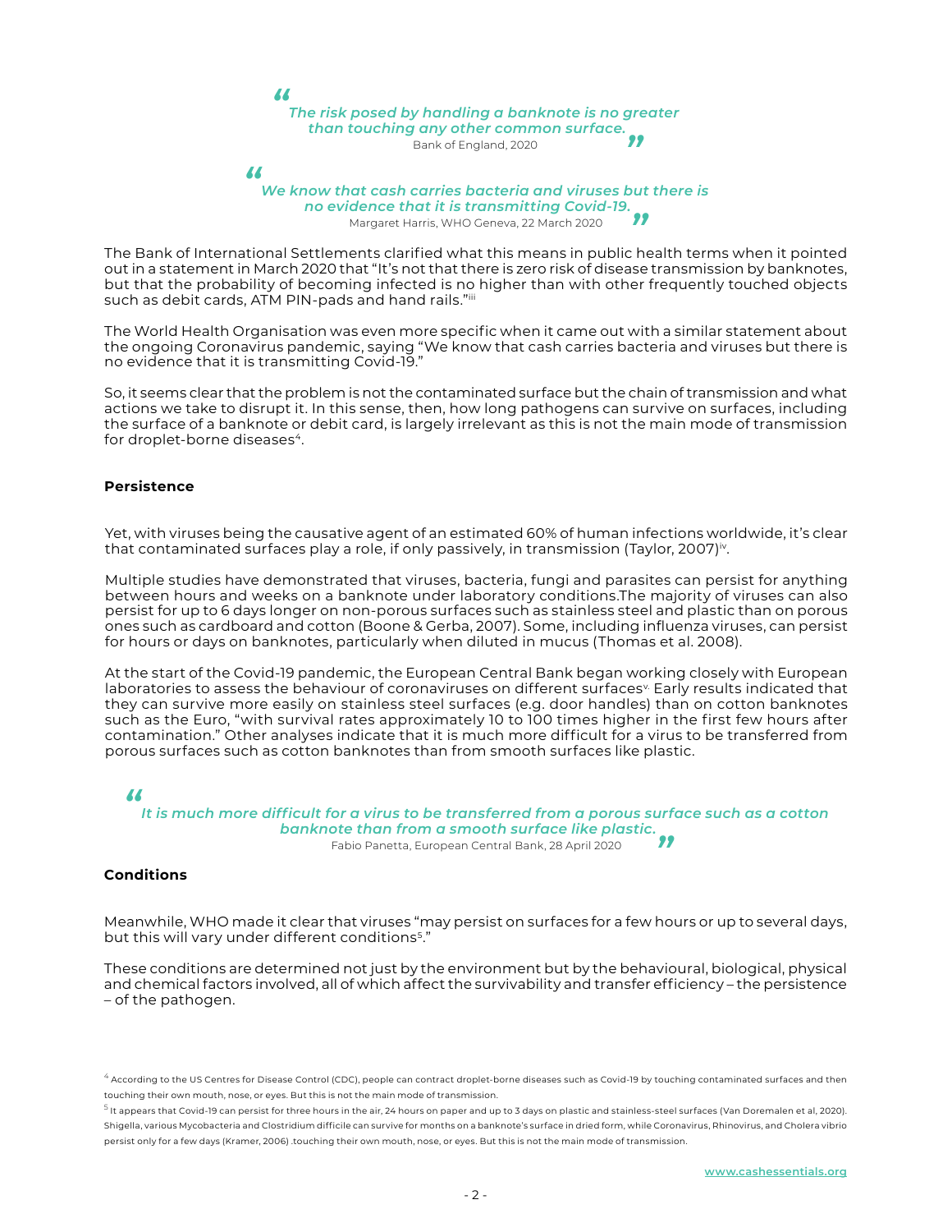> *"The risk posed by handling a banknote is no greater than touching any other common surface."*
>
> Bank of England, 2020

> *"We know that cash carries bacteria and viruses but there is no evidence that it is transmitting Covid-19."*
>
> Margaret Harris, WHO Geneva, 22 March 2020

The Bank of International Settlements clarified what this means in public health terms when it pointed out in a statement in March 2020 that "It's not that there is zero risk of disease transmission by banknotes, but that the probability of becoming infected is no higher than with other frequently touched objects such as debit cards, ATM PIN-pads and hand rails."[iii]

The World Health Organisation was even more specific when it came out with a similar statement about the ongoing Coronavirus pandemic, saying "We know that cash carries bacteria and viruses but there is no evidence that it is transmitting Covid-19."

So, it seems clear that the problem is not the contaminated surface but the chain of transmission and what actions we take to disrupt it. In this sense, then, how long pathogens can survive on surfaces, including the surface of a banknote or debit card, is largely irrelevant as this is not the main mode of transmission for droplet-borne diseases[4].

**Persistence**

Yet, with viruses being the causative agent of an estimated 60% of human infections worldwide, it's clear that contaminated surfaces play a role, if only passively, in transmission (Taylor, 2007)[iv].

Multiple studies have demonstrated that viruses, bacteria, fungi and parasites can persist for anything between hours and weeks on a banknote under laboratory conditions.The majority of viruses can also persist for up to 6 days longer on non-porous surfaces such as stainless steel and plastic than on porous ones such as cardboard and cotton (Boone & Gerba, 2007). Some, including influenza viruses, can persist for hours or days on banknotes, particularly when diluted in mucus (Thomas et al. 2008).

At the start of the Covid-19 pandemic, the European Central Bank began working closely with European laboratories to assess the behaviour of coronaviruses on different surfaces[v]. Early results indicated that they can survive more easily on stainless steel surfaces (e.g. door handles) than on cotton banknotes such as the Euro, "with survival rates approximately 10 to 100 times higher in the first few hours after contamination." Other analyses indicate that it is much more difficult for a virus to be transferred from porous surfaces such as cotton banknotes than from smooth surfaces like plastic.

> *"It is much more difficult for a virus to be transferred from a porous surface such as a cotton banknote than from a smooth surface like plastic."*
>
> Fabio Panetta, European Central Bank, 28 April 2020

**Conditions**

Meanwhile, WHO made it clear that viruses "may persist on surfaces for a few hours or up to several days, but this will vary under different conditions[5]."

These conditions are determined not just by the environment but by the behavioural, biological, physical and chemical factors involved, all of which affect the survivability and transfer efficiency – the persistence – of the pathogen.

---

[4] According to the US Centres for Disease Control (CDC), people can contract droplet-borne diseases such as Covid-19 by touching contaminated surfaces and then touching their own mouth, nose, or eyes. But this is not the main mode of transmission.

[5] It appears that Covid-19 can persist for three hours in the air, 24 hours on paper and up to 3 days on plastic and stainless-steel surfaces (Van Doremalen et al, 2020). Shigella, various Mycobacteria and Clostridium difficile can survive for months on a banknote's surface in dried form, while Coronavirus, Rhinovirus, and Cholera vibrio persist only for a few days (Kramer, 2006) .touching their own mouth, nose, or eyes. But this is not the main mode of transmission.

www.cashessentials.org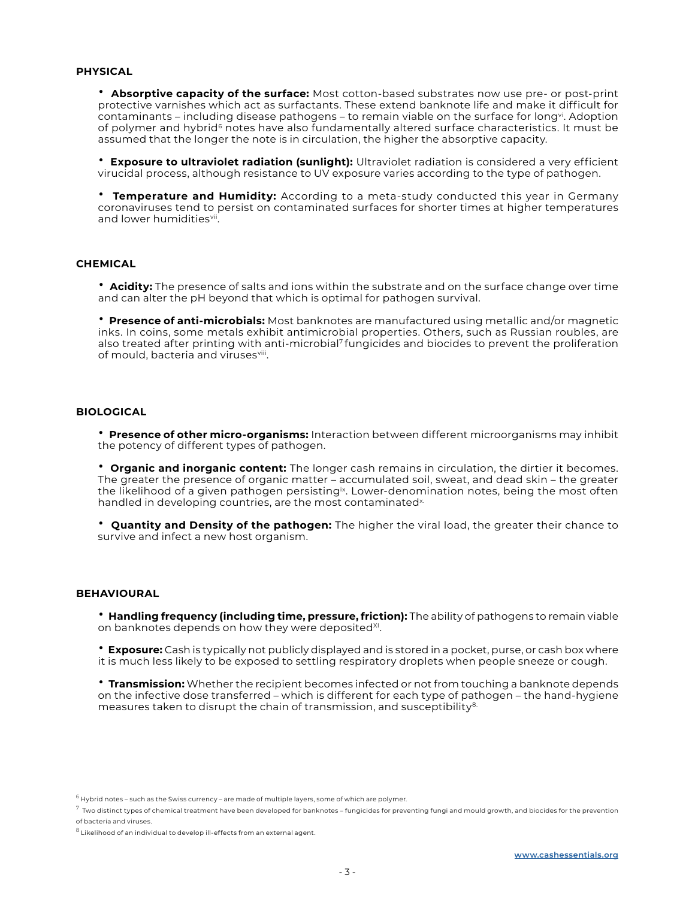## PHYSICAL

- **Absorptive capacity of the surface:** Most cotton-based substrates now use pre- or post-print protective varnishes which act as surfactants. These extend banknote life and make it difficult for contaminants – including disease pathogens – to remain viable on the surface for long[vi]. Adoption of polymer and hybrid[6] notes have also fundamentally altered surface characteristics. It must be assumed that the longer the note is in circulation, the higher the absorptive capacity.

- **Exposure to ultraviolet radiation (sunlight):** Ultraviolet radiation is considered a very efficient virucidal process, although resistance to UV exposure varies according to the type of pathogen.

- **Temperature and Humidity:** According to a meta-study conducted this year in Germany coronaviruses tend to persist on contaminated surfaces for shorter times at higher temperatures and lower humidities[vii].

## CHEMICAL

- **Acidity:** The presence of salts and ions within the substrate and on the surface change over time and can alter the pH beyond that which is optimal for pathogen survival.

- **Presence of anti-microbials:** Most banknotes are manufactured using metallic and/or magnetic inks. In coins, some metals exhibit antimicrobial properties. Others, such as Russian roubles, are also treated after printing with anti-microbial[7] fungicides and biocides to prevent the proliferation of mould, bacteria and viruses[viii].

## BIOLOGICAL

- **Presence of other micro-organisms:** Interaction between different microorganisms may inhibit the potency of different types of pathogen.

- **Organic and inorganic content:** The longer cash remains in circulation, the dirtier it becomes. The greater the presence of organic matter – accumulated soil, sweat, and dead skin – the greater the likelihood of a given pathogen persisting[ix]. Lower-denomination notes, being the most often handled in developing countries, are the most contaminated[x].

- **Quantity and Density of the pathogen:** The higher the viral load, the greater their chance to survive and infect a new host organism.

## BEHAVIOURAL

- **Handling frequency (including time, pressure, friction):** The ability of pathogens to remain viable on banknotes depends on how they were deposited[XI].

- **Exposure:** Cash is typically not publicly displayed and is stored in a pocket, purse, or cash box where it is much less likely to be exposed to settling respiratory droplets when people sneeze or cough.

- **Transmission:** Whether the recipient becomes infected or not from touching a banknote depends on the infective dose transferred – which is different for each type of pathogen – the hand-hygiene measures taken to disrupt the chain of transmission, and susceptibility[8].

---

[6] Hybrid notes – such as the Swiss currency – are made of multiple layers, some of which are polymer.

[7] Two distinct types of chemical treatment have been developed for banknotes – fungicides for preventing fungi and mould growth, and biocides for the prevention of bacteria and viruses.

[8] Likelihood of an individual to develop ill-effects from an external agent.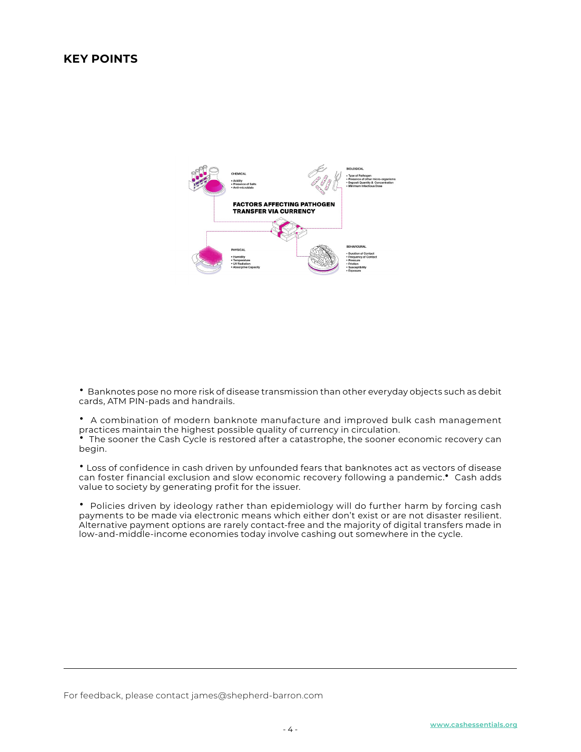## KEY POINTS

**FACTORS AFFECTING PATHOGEN TRANSFER VIA CURRENCY**

CHEMICAL
- Acidity
- Presence of Salts
- Anti-microbials

BIOLOGICAL
- Type of Pathogen
- Presence of other micro-organisms
- Deposit Quantity & Concentration
- Minimum Infectious Dose

PHYSICAL
- Humidity
- Temperature
- UV Radiation
- Absorptive Capacity

BEHAVIOURAL
- Duration of Contact
- Frequency of Contact
- Pressure
- Friction
- Susceptibility
- Exposure

- Banknotes pose no more risk of disease transmission than other everyday objects such as debit cards, ATM PIN-pads and handrails.
- A combination of modern banknote manufacture and improved bulk cash management practices maintain the highest possible quality of currency in circulation.
- The sooner the Cash Cycle is restored after a catastrophe, the sooner economic recovery can begin.
- Loss of confidence in cash driven by unfounded fears that banknotes act as vectors of disease can foster financial exclusion and slow economic recovery following a pandemic.
- Cash adds value to society by generating profit for the issuer.
- Policies driven by ideology rather than epidemiology will do further harm by forcing cash payments to be made via electronic means which either don't exist or are not disaster resilient. Alternative payment options are rarely contact-free and the majority of digital transfers made in low-and-middle-income economies today involve cashing out somewhere in the cycle.

For feedback, please contact james@shepherd-barron.com

www.cashessentials.org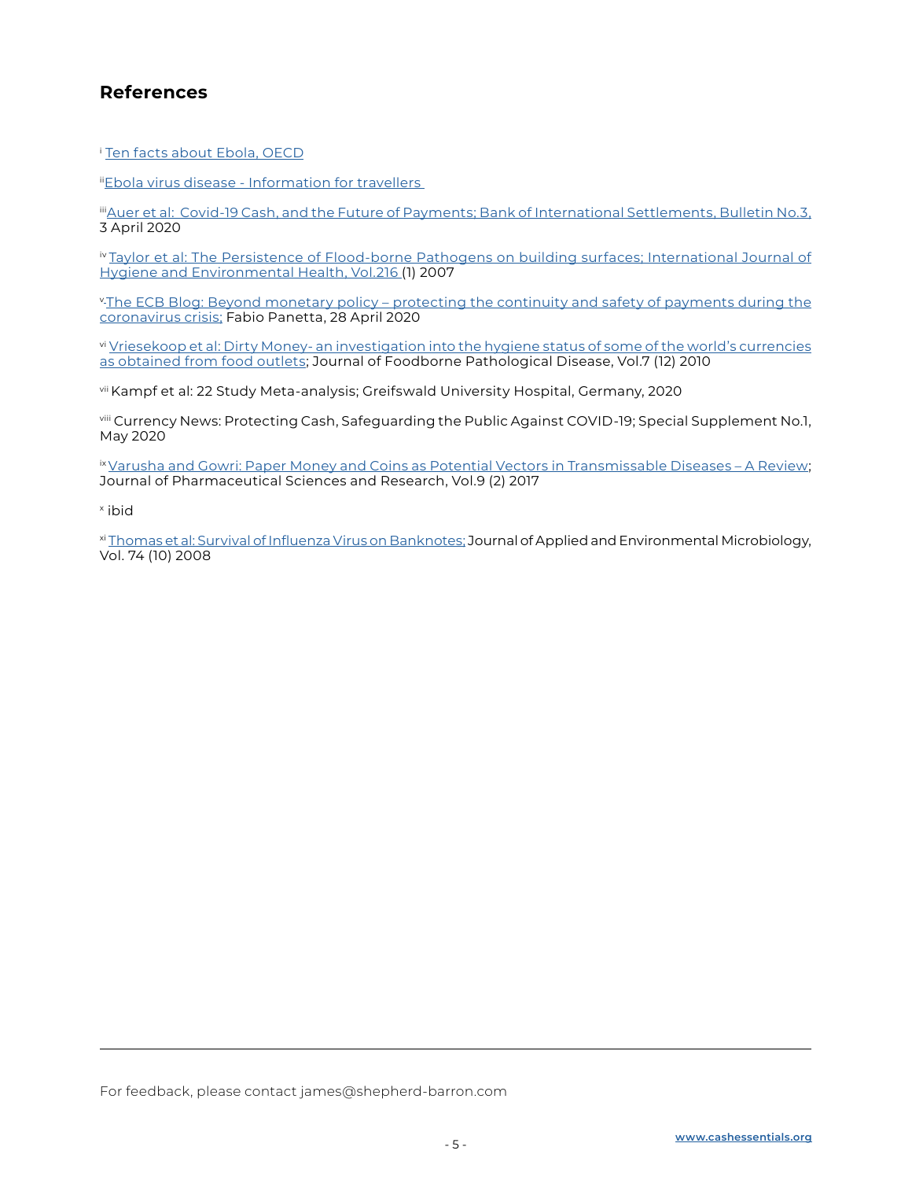## References

[i] Ten facts about Ebola, OECD

[ii] Ebola virus disease - Information for travellers

[iii] Auer et al: Covid-19 Cash, and the Future of Payments; Bank of International Settlements, Bulletin No.3, 3 April 2020

[iv] Taylor et al: The Persistence of Flood-borne Pathogens on building surfaces; International Journal of Hygiene and Environmental Health, Vol.216 (1) 2007

[v] The ECB Blog: Beyond monetary policy – protecting the continuity and safety of payments during the coronavirus crisis; Fabio Panetta, 28 April 2020

[vi] Vriesekoop et al: Dirty Money- an investigation into the hygiene status of some of the world's currencies as obtained from food outlets; Journal of Foodborne Pathological Disease, Vol.7 (12) 2010

[vii] Kampf et al: 22 Study Meta-analysis; Greifswald University Hospital, Germany, 2020

[viii] Currency News: Protecting Cash, Safeguarding the Public Against COVID-19; Special Supplement No.1, May 2020

[ix] Varusha and Gowri: Paper Money and Coins as Potential Vectors in Transmissable Diseases – A Review; Journal of Pharmaceutical Sciences and Research, Vol.9 (2) 2017

[x] ibid

[xi] Thomas et al: Survival of Influenza Virus on Banknotes; Journal of Applied and Environmental Microbiology, Vol. 74 (10) 2008

---

For feedback, please contact james@shepherd-barron.com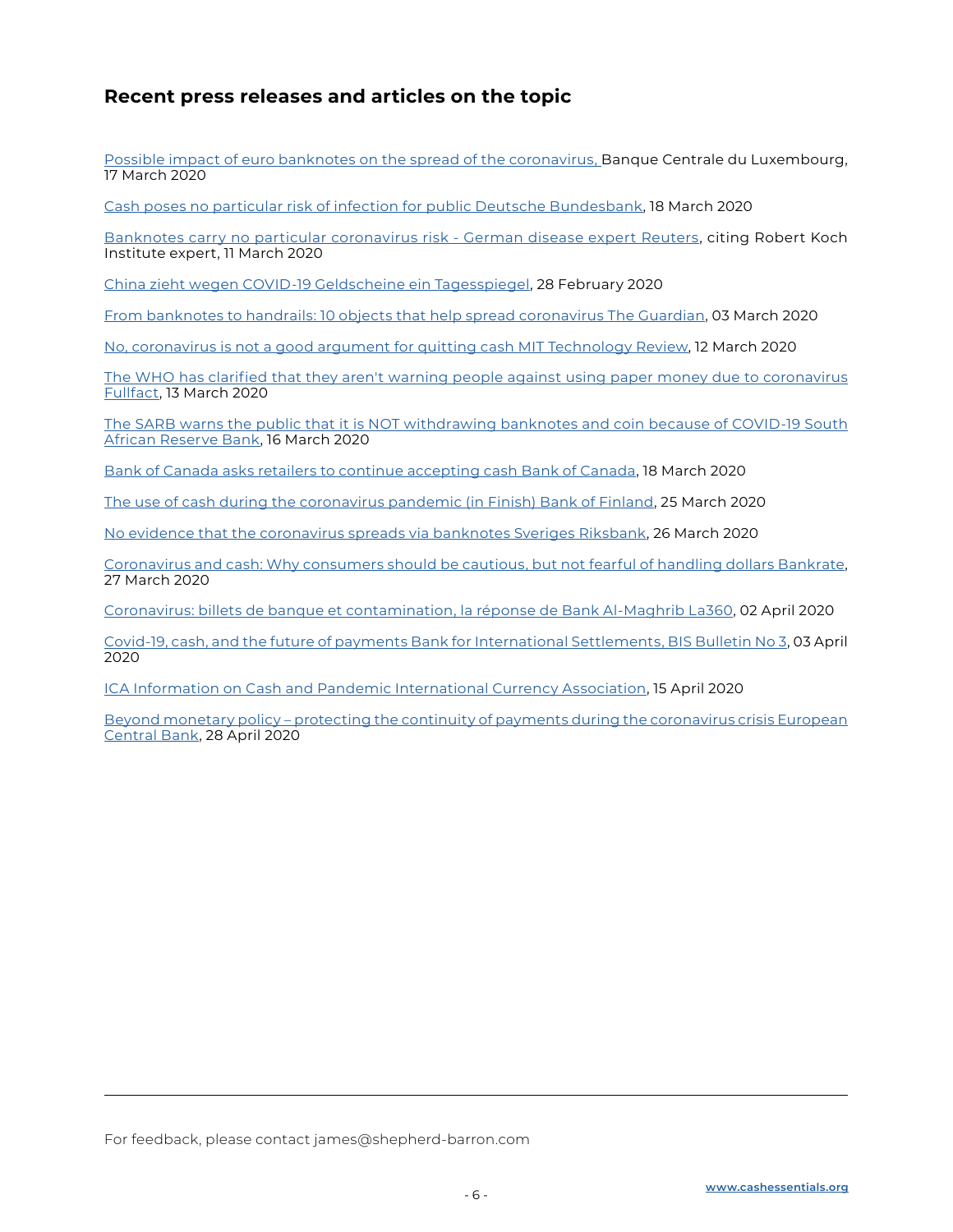## Recent press releases and articles on the topic

Possible impact of euro banknotes on the spread of the coronavirus, Banque Centrale du Luxembourg, 17 March 2020

Cash poses no particular risk of infection for public Deutsche Bundesbank, 18 March 2020

Banknotes carry no particular coronavirus risk - German disease expert Reuters, citing Robert Koch Institute expert, 11 March 2020

China zieht wegen COVID-19 Geldscheine ein Tagesspiegel, 28 February 2020

From banknotes to handrails: 10 objects that help spread coronavirus The Guardian, 03 March 2020

No, coronavirus is not a good argument for quitting cash MIT Technology Review, 12 March 2020

The WHO has clarified that they aren't warning people against using paper money due to coronavirus Fullfact, 13 March 2020

The SARB warns the public that it is NOT withdrawing banknotes and coin because of COVID-19 South African Reserve Bank, 16 March 2020

Bank of Canada asks retailers to continue accepting cash Bank of Canada, 18 March 2020

The use of cash during the coronavirus pandemic (in Finish) Bank of Finland, 25 March 2020

No evidence that the coronavirus spreads via banknotes Sveriges Riksbank, 26 March 2020

Coronavirus and cash: Why consumers should be cautious, but not fearful of handling dollars Bankrate, 27 March 2020

Coronavirus: billets de banque et contamination, la réponse de Bank Al-Maghrib La360, 02 April 2020

Covid-19, cash, and the future of payments Bank for International Settlements, BIS Bulletin No 3, 03 April 2020

ICA Information on Cash and Pandemic International Currency Association, 15 April 2020

Beyond monetary policy – protecting the continuity of payments during the coronavirus crisis European Central Bank, 28 April 2020

---

For feedback, please contact james@shepherd-barron.com